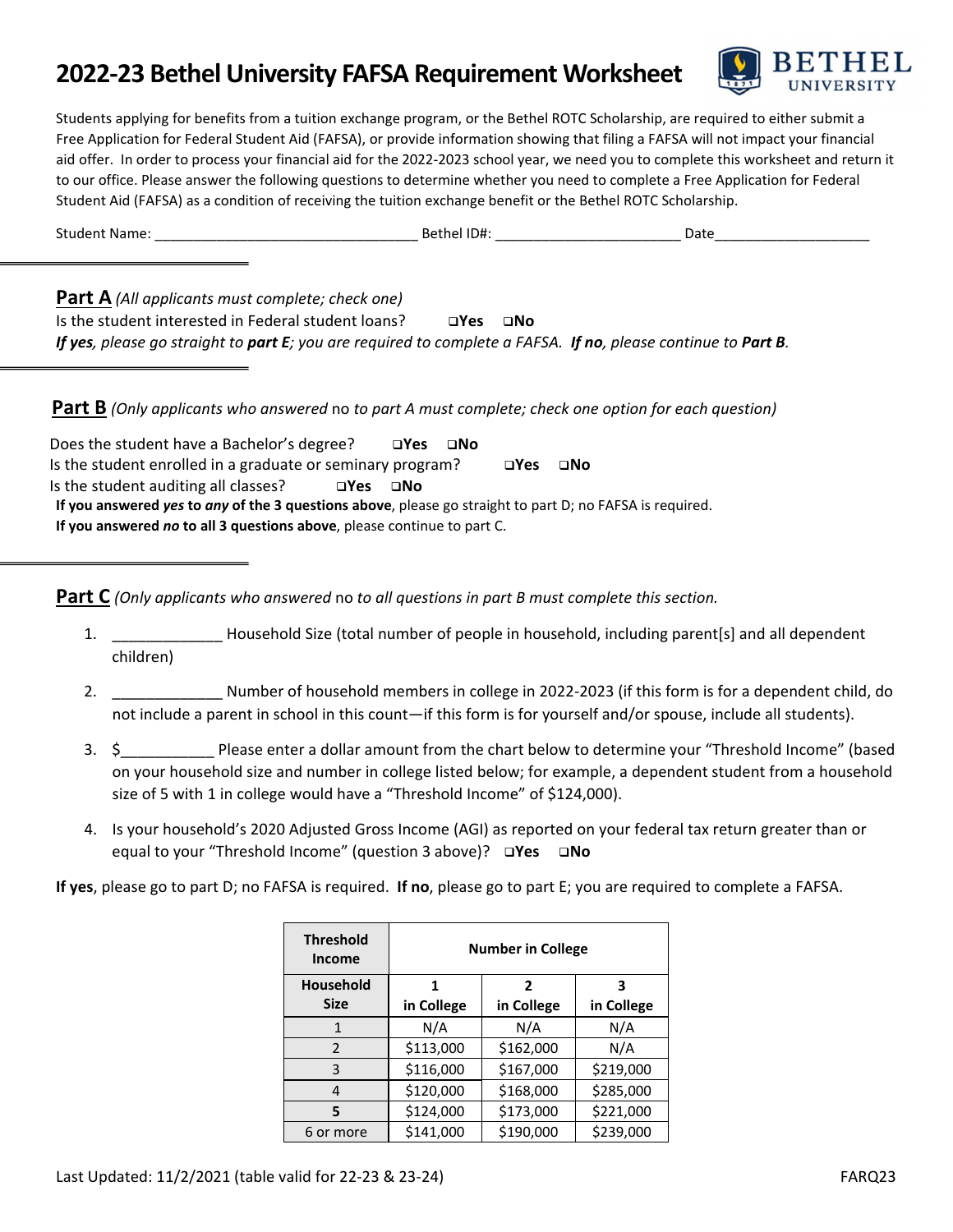# 2022-23 Bethel University FAFSA Requirement Worksheet

Students applying for benefits from a tuition exchange program, or the Bethel ROTC Scholarship, are required to either submit a Free Application for Federal Student Aid (FAFSA), or provide information showing that filing a FAFSA will not impact your financial aid offer. In order to process your financial aid for the 2022-2023 school year, we need you to complete this worksheet and return it to our office. Please answer the following questions to determine whether you need to complete a Free Application for Federal Student Aid (FAFSA) as a condition of receiving the tuition exchange benefit or the Bethel ROTC Scholarship.

Student Name: ___________________________________ Bethel ID#: _________________________ Date_____________________

---

**Part A** *(All applicants must complete; check one)*

Is the student interested in Federal student loans? ❑**Yes** ❑**No**

***If yes**, please go straight to **part E**; you are required to complete a FAFSA. **If no**, please continue to **Part B**.*

---

**Part B** *(Only applicants who answered* no *to part A must complete; check one option for each question)*

Does the student have a Bachelor's degree? ❑**Yes** ❑**No**

Is the student enrolled in a graduate or seminary program? ❑**Yes** ❑**No**

Is the student auditing all classes? ❑**Yes** ❑**No**

**If you answered *yes* to *any* of the 3 questions above**, please go straight to part D; no FAFSA is required.

**If you answered *no* to all 3 questions above**, please continue to part C.

---

**Part C** *(Only applicants who answered* no *to all questions in part B must complete this section.*

1. _____________ Household Size (total number of people in household, including parent[s] and all dependent children)
2. _____________ Number of household members in college in 2022-2023 (if this form is for a dependent child, do not include a parent in school in this count—if this form is for yourself and/or spouse, include all students).
3. $___________ Please enter a dollar amount from the chart below to determine your "Threshold Income" (based on your household size and number in college listed below; for example, a dependent student from a household size of 5 with 1 in college would have a "Threshold Income" of $124,000).
4. Is your household's 2020 Adjusted Gross Income (AGI) as reported on your federal tax return greater than or equal to your "Threshold Income" (question 3 above)? ❑**Yes** ❑**No**

**If yes**, please go to part D; no FAFSA is required. **If no**, please go to part E; you are required to complete a FAFSA.

| **Threshold Income** | **Number in College** | | |
|---|---|---|---|
| **Household Size** | **1 in College** | **2 in College** | **3 in College** |
| 1 | N/A | N/A | N/A |
| 2 | $113,000 | $162,000 | N/A |
| 3 | $116,000 | $167,000 | $219,000 |
| 4 | $120,000 | $168,000 | $285,000 |
| **5** | $124,000 | $173,000 | $221,000 |
| 6 or more | $141,000 | $190,000 | $239,000 |

Last Updated: 11/2/2021 (table valid for 22-23 & 23-24) FARQ23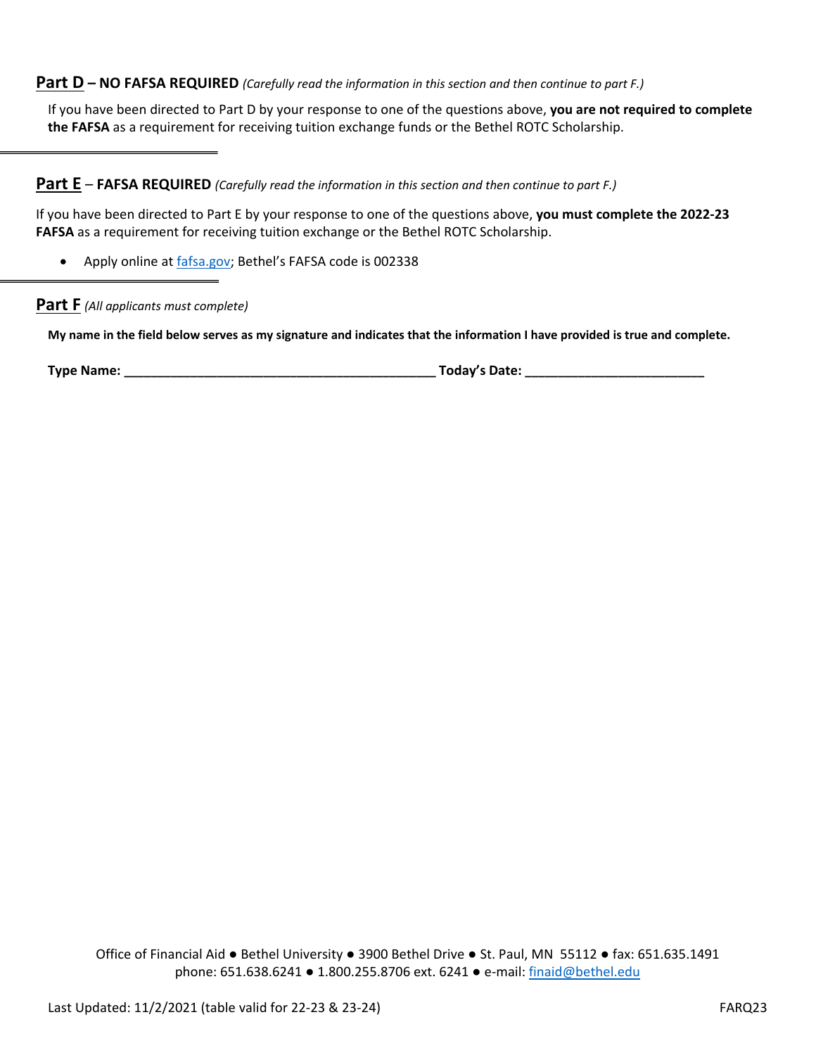## Part D – NO FAFSA REQUIRED *(Carefully read the information in this section and then continue to part F.)*

If you have been directed to Part D by your response to one of the questions above, **you are not required to complete the FAFSA** as a requirement for receiving tuition exchange funds or the Bethel ROTC Scholarship.

---

## Part E – FAFSA REQUIRED *(Carefully read the information in this section and then continue to part F.)*

If you have been directed to Part E by your response to one of the questions above, **you must complete the 2022-23 FAFSA** as a requirement for receiving tuition exchange or the Bethel ROTC Scholarship.

- Apply online at fafsa.gov; Bethel's FAFSA code is 002338

---

## Part F *(All applicants must complete)*

**My name in the field below serves as my signature and indicates that the information I have provided is true and complete.**

**Type Name:** ____________________________________________ **Today's Date:** _________________________

Office of Financial Aid ● Bethel University ● 3900 Bethel Drive ● St. Paul, MN 55112 ● fax: 651.635.1491
phone: 651.638.6241 ● 1.800.255.8706 ext. 6241 ● e-mail: finaid@bethel.edu

Last Updated: 11/2/2021 (table valid for 22-23 & 23-24) FARQ23